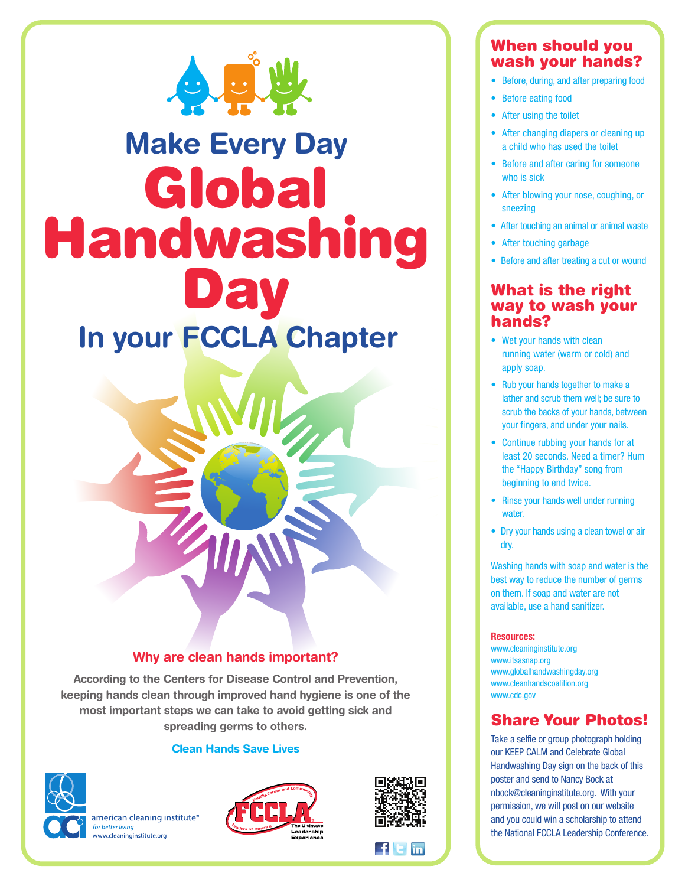# Make Every Day Global Handwashing Day In your FCCLA Chapter

## Why are clean hands important?

**According to the Centers for Disease Control and Prevention, keeping hands clean through improved hand hygiene is one of the most important steps we can take to avoid getting sick and spreading germs to others.**

**Clean Hands Save Lives**

american cleaning institute®
*for better living*
www.cleaninginstitute.org

FCCLA — Family, Career and Community Leaders of America — The Ultimate Leadership Experience

## When should you wash your hands?

- Before, during, and after preparing food
- Before eating food
- After using the toilet
- After changing diapers or cleaning up a child who has used the toilet
- Before and after caring for someone who is sick
- After blowing your nose, coughing, or sneezing
- After touching an animal or animal waste
- After touching garbage
- Before and after treating a cut or wound

## What is the right way to wash your hands?

- Wet your hands with clean running water (warm or cold) and apply soap.
- Rub your hands together to make a lather and scrub them well; be sure to scrub the backs of your hands, between your fingers, and under your nails.
- Continue rubbing your hands for at least 20 seconds. Need a timer? Hum the "Happy Birthday" song from beginning to end twice.
- Rinse your hands well under running water.
- Dry your hands using a clean towel or air dry.

Washing hands with soap and water is the best way to reduce the number of germs on them. If soap and water are not available, use a hand sanitizer.

**Resources:**

www.cleaninginstitute.org
www.itsasnap.org
www.globalhandwashingday.org
www.cleanhandscoalition.org
www.cdc.gov

## Share Your Photos!

Take a selfie or group photograph holding our KEEP CALM and Celebrate Global Handwashing Day sign on the back of this poster and send to Nancy Bock at nbock@cleaninginstitute.org. With your permission, we will post on our website and you could win a scholarship to attend the National FCCLA Leadership Conference.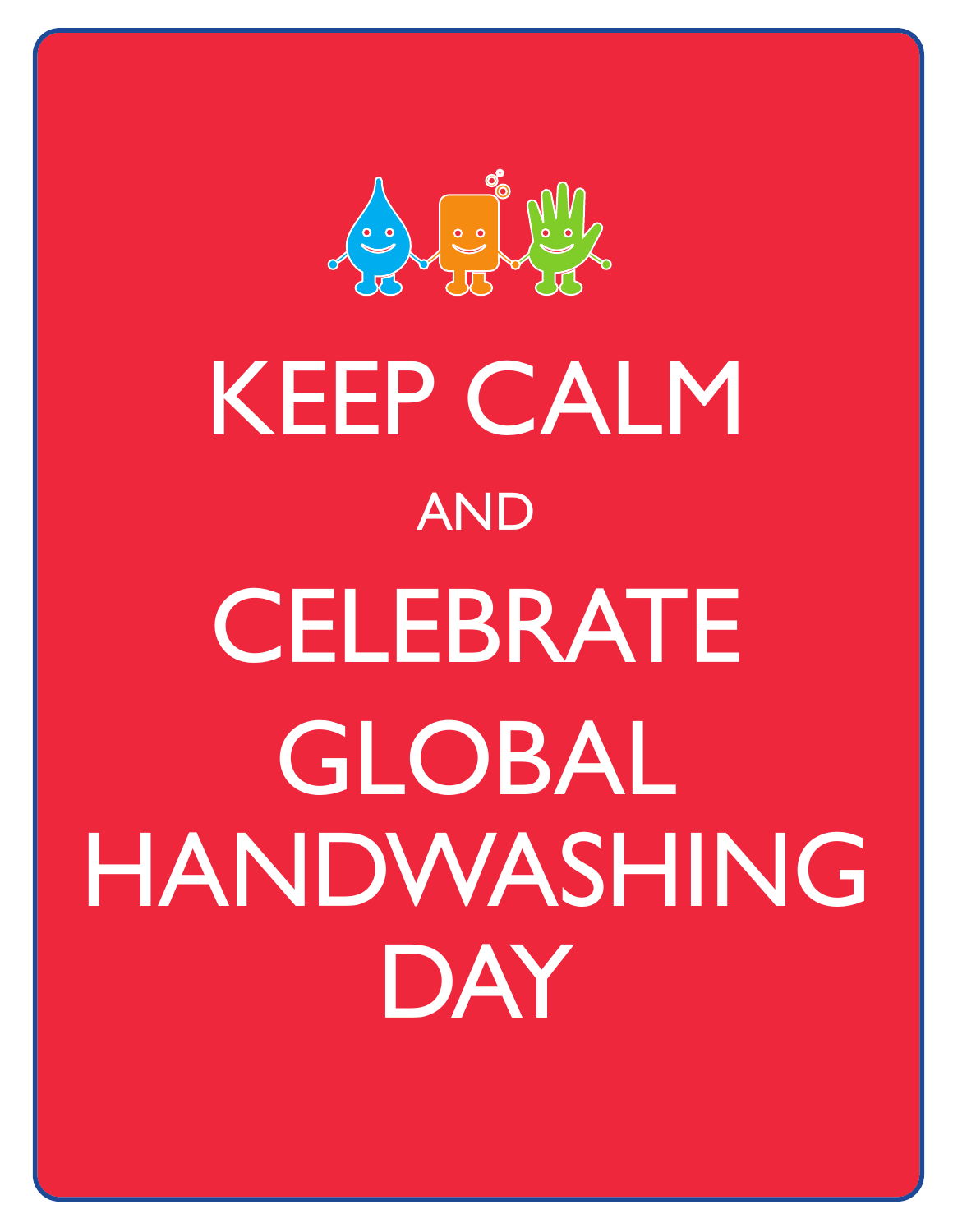KEEP CALM

AND

CELEBRATE

GLOBAL

HANDWASHING

DAY